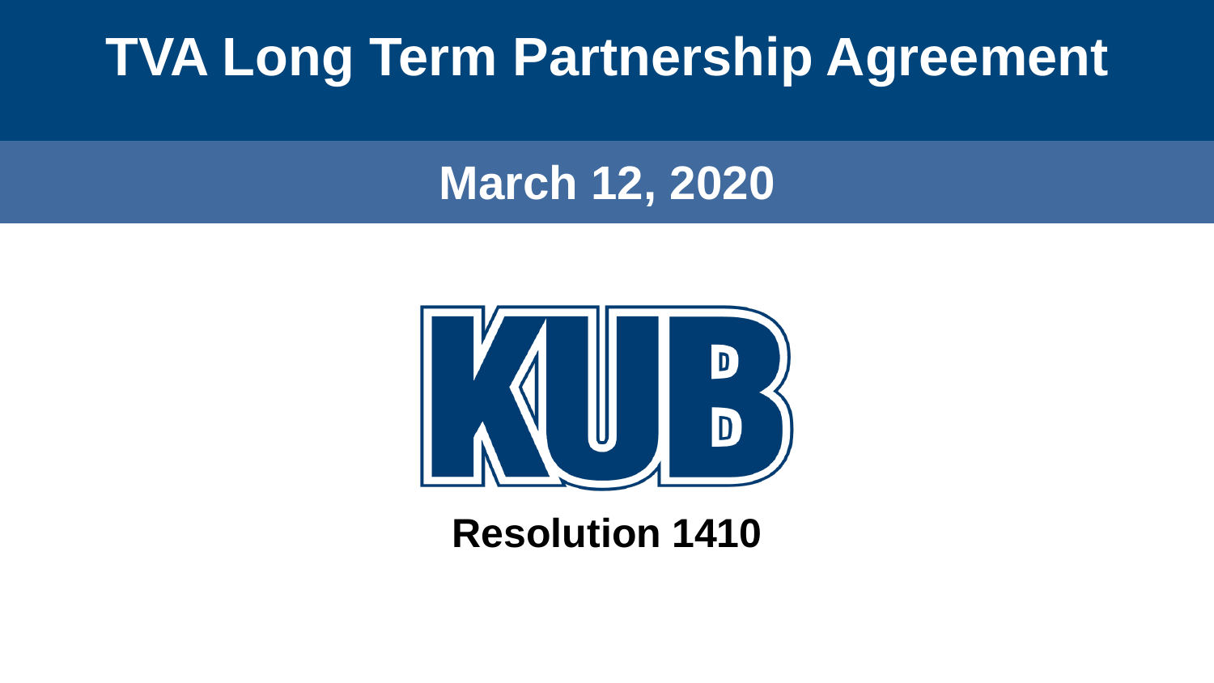# TVA Long Term Partnership Agreement

## March 12, 2020

KUB

**Resolution 1410**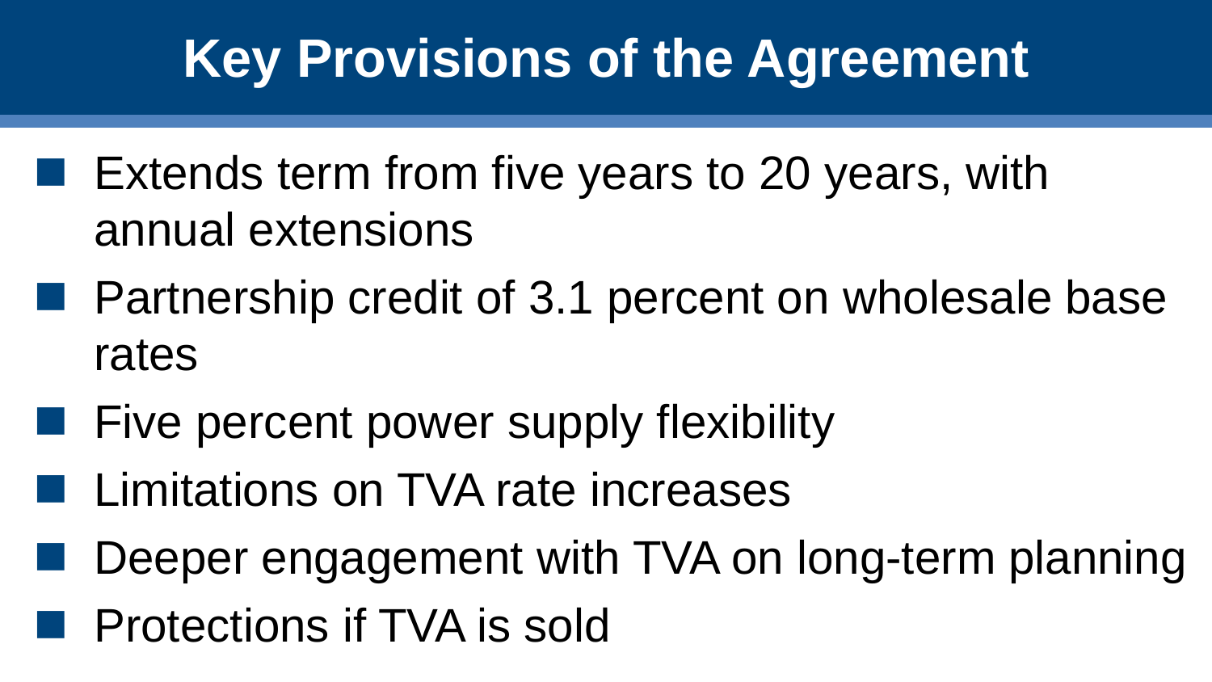# Key Provisions of the Agreement

- Extends term from five years to 20 years, with annual extensions
- Partnership credit of 3.1 percent on wholesale base rates
- Five percent power supply flexibility
- Limitations on TVA rate increases
- Deeper engagement with TVA on long-term planning
- Protections if TVA is sold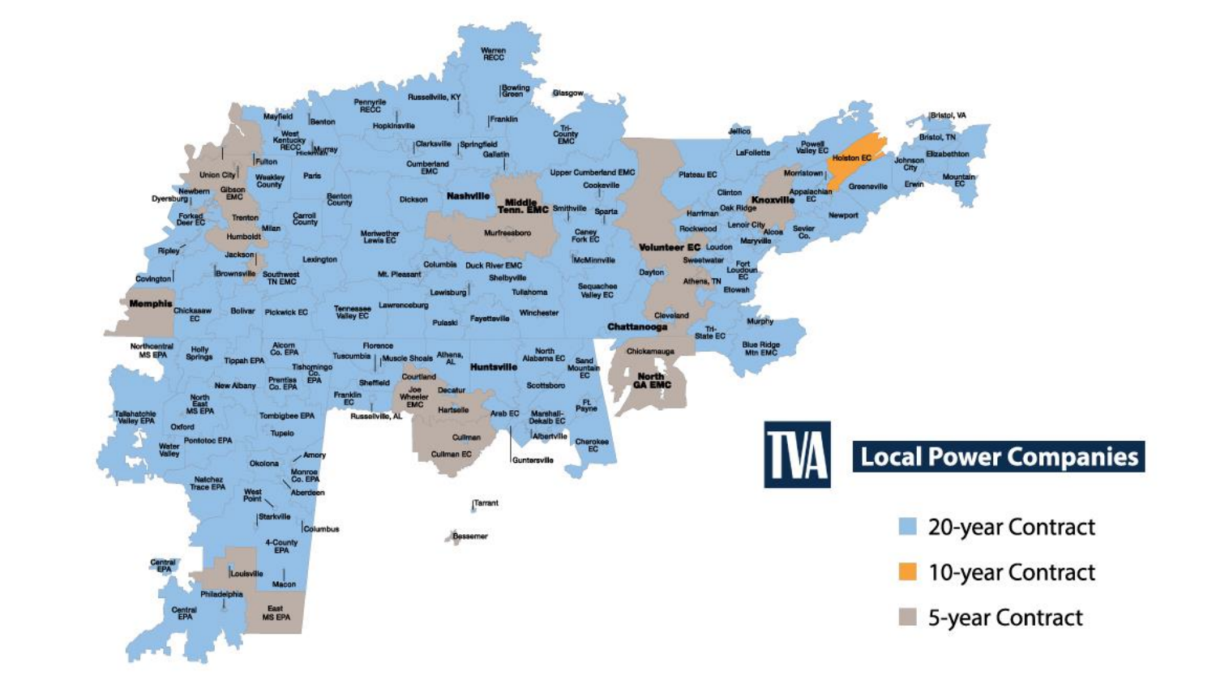## TVA Local Power Companies

- 20-year Contract
- 10-year Contract
- 5-year Contract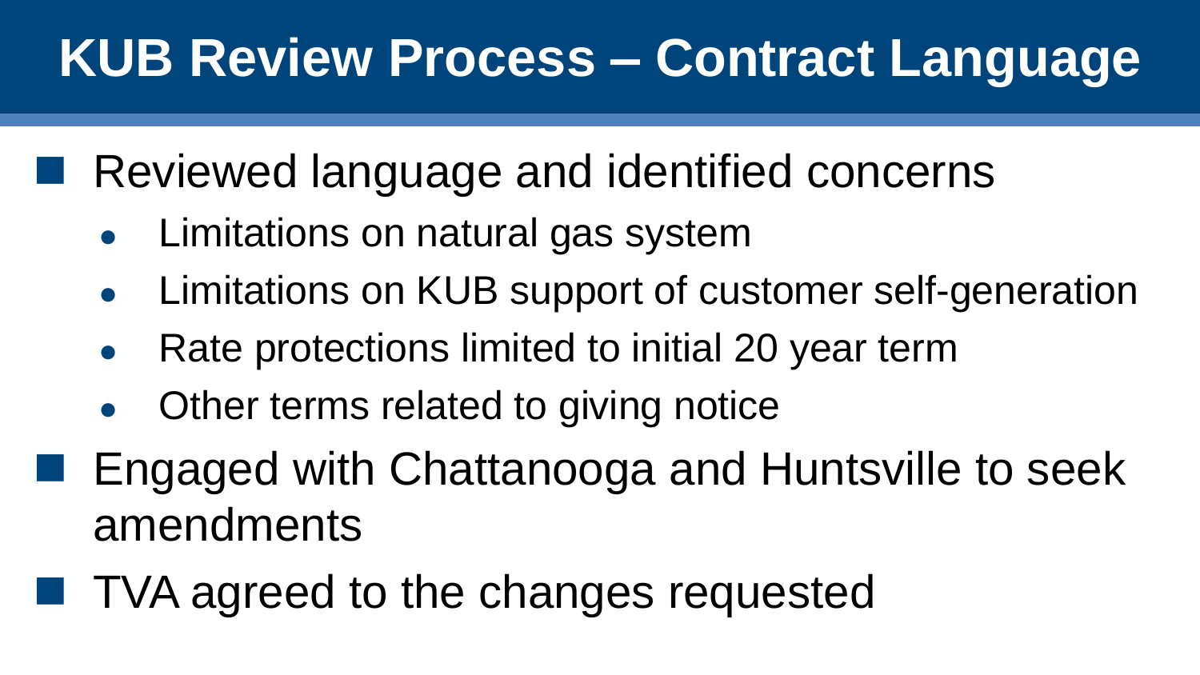# KUB Review Process – Contract Language

- Reviewed language and identified concerns
  - Limitations on natural gas system
  - Limitations on KUB support of customer self-generation
  - Rate protections limited to initial 20 year term
  - Other terms related to giving notice
- Engaged with Chattanooga and Huntsville to seek amendments
- TVA agreed to the changes requested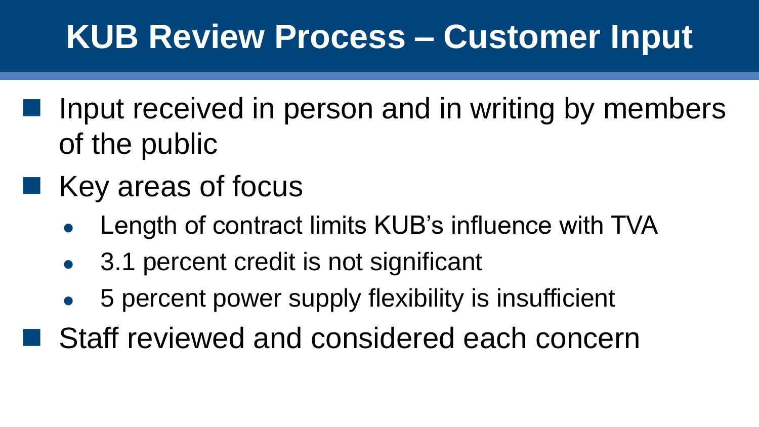# KUB Review Process – Customer Input

- Input received in person and in writing by members of the public
- Key areas of focus
  - Length of contract limits KUB's influence with TVA
  - 3.1 percent credit is not significant
  - 5 percent power supply flexibility is insufficient
- Staff reviewed and considered each concern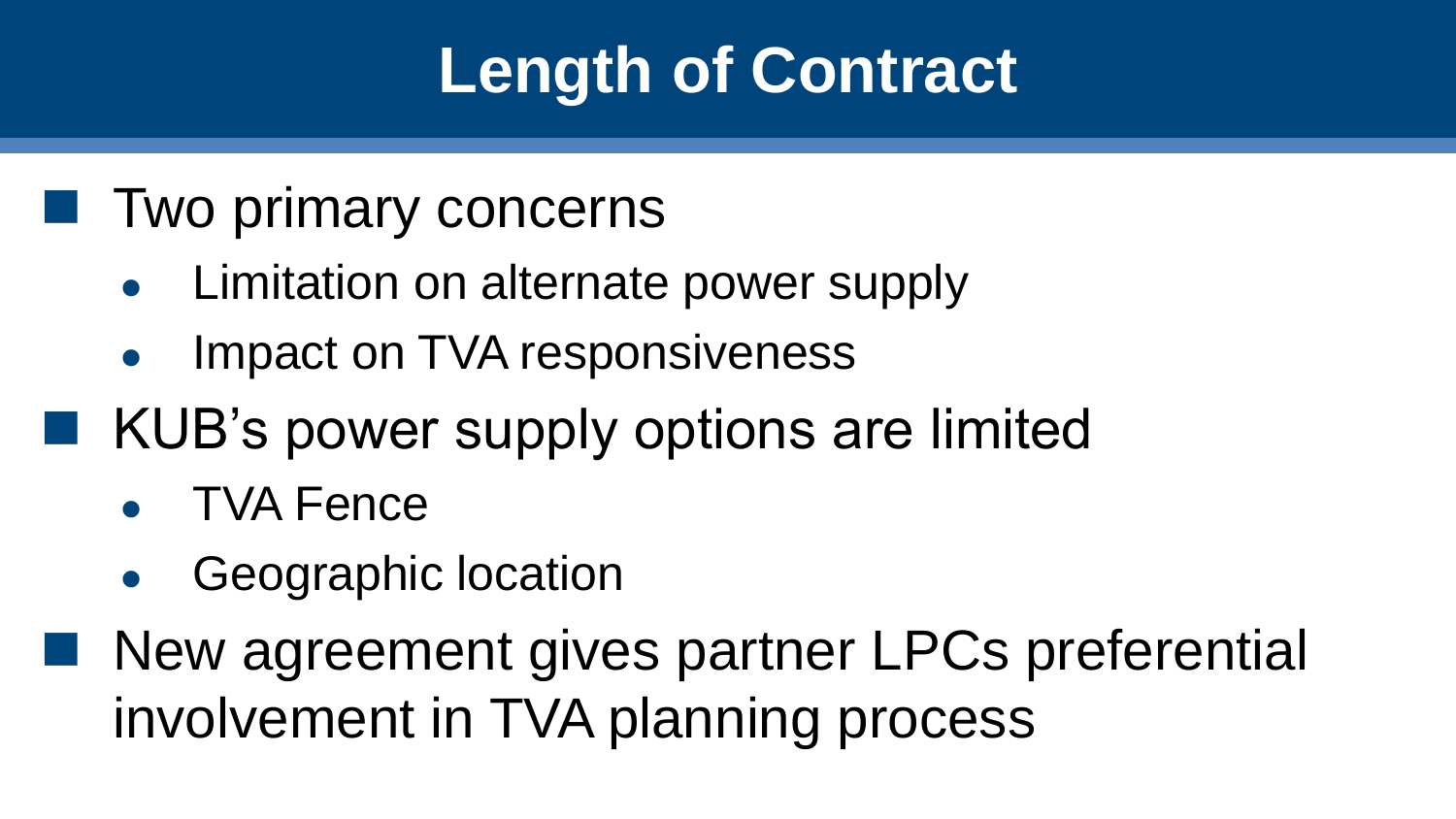# Length of Contract

- Two primary concerns
  - Limitation on alternate power supply
  - Impact on TVA responsiveness
- KUB's power supply options are limited
  - TVA Fence
  - Geographic location
- New agreement gives partner LPCs preferential involvement in TVA planning process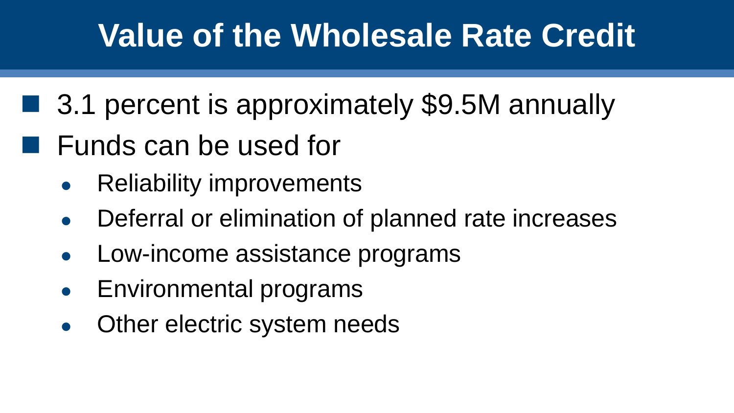# Value of the Wholesale Rate Credit

- 3.1 percent is approximately $9.5M annually
- Funds can be used for
  - Reliability improvements
  - Deferral or elimination of planned rate increases
  - Low-income assistance programs
  - Environmental programs
  - Other electric system needs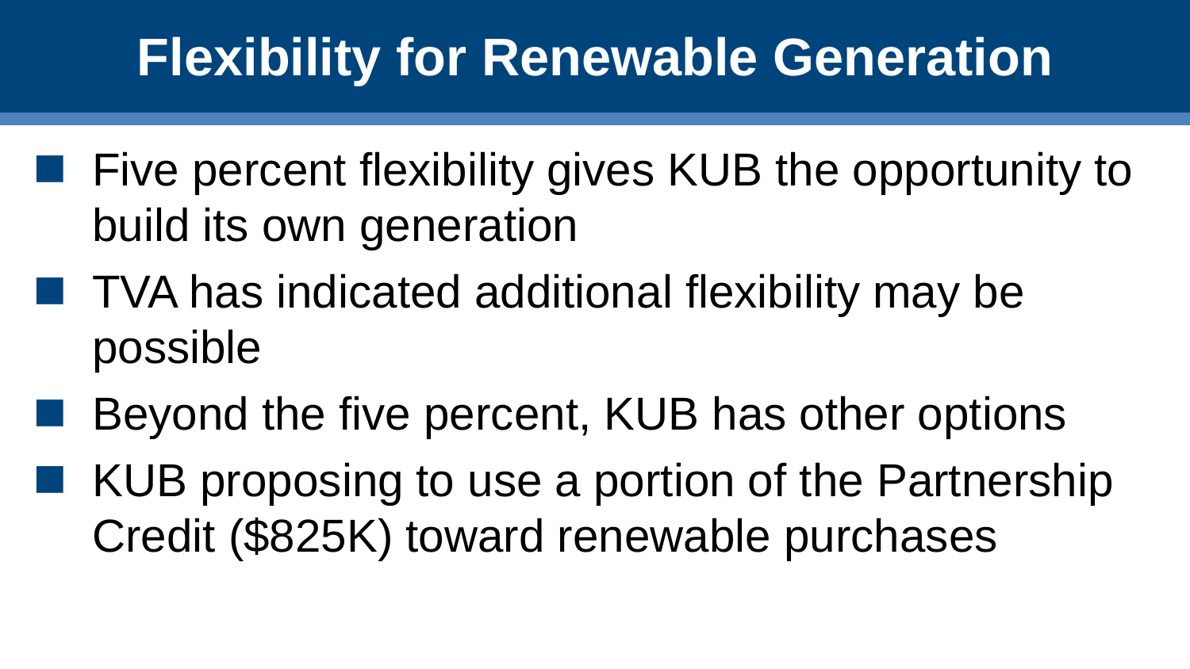# Flexibility for Renewable Generation

- Five percent flexibility gives KUB the opportunity to build its own generation
- TVA has indicated additional flexibility may be possible
- Beyond the five percent, KUB has other options
- KUB proposing to use a portion of the Partnership Credit ($825K) toward renewable purchases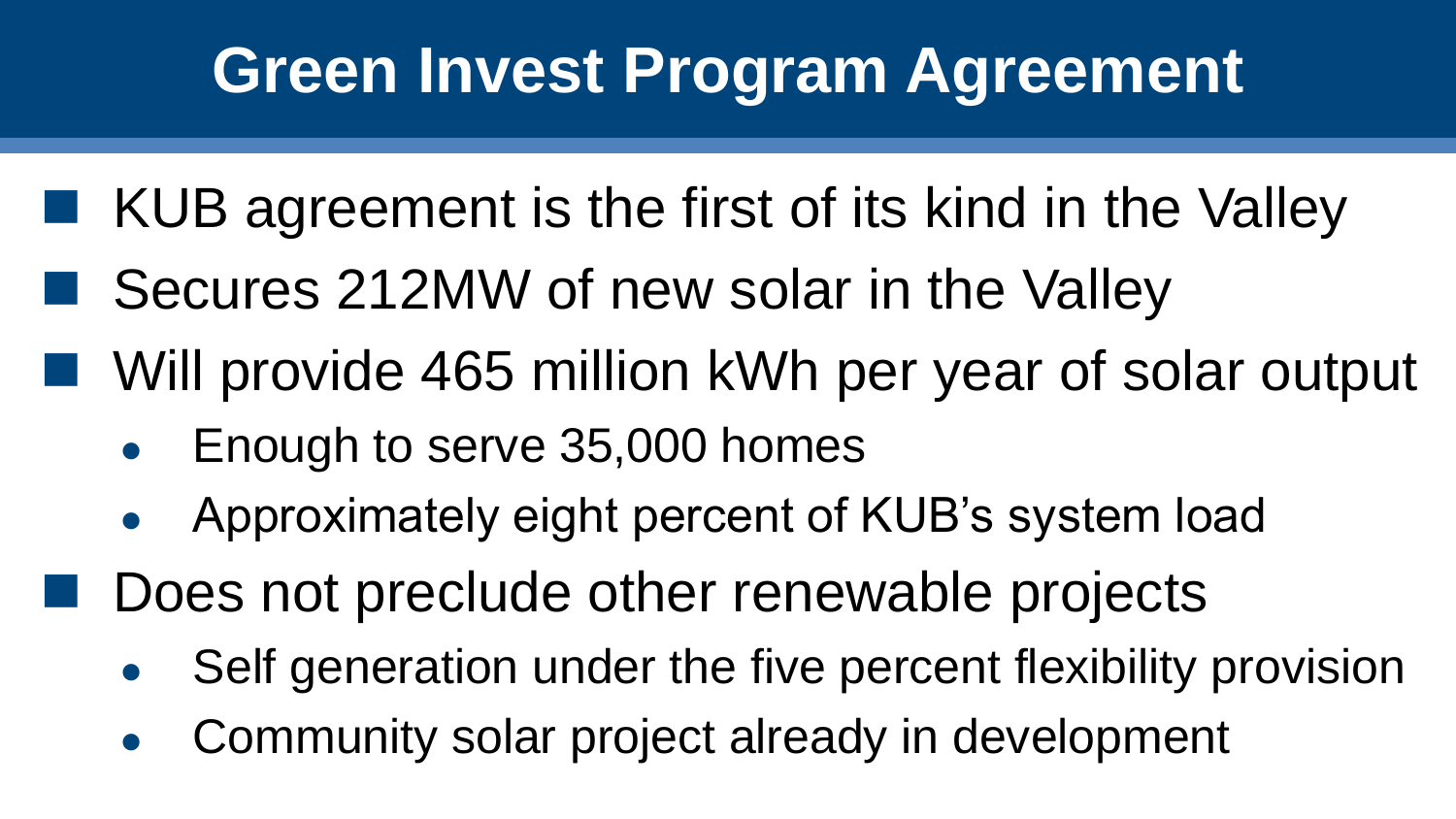# Green Invest Program Agreement

- KUB agreement is the first of its kind in the Valley
- Secures 212MW of new solar in the Valley
- Will provide 465 million kWh per year of solar output
  - Enough to serve 35,000 homes
  - Approximately eight percent of KUB's system load
- Does not preclude other renewable projects
  - Self generation under the five percent flexibility provision
  - Community solar project already in development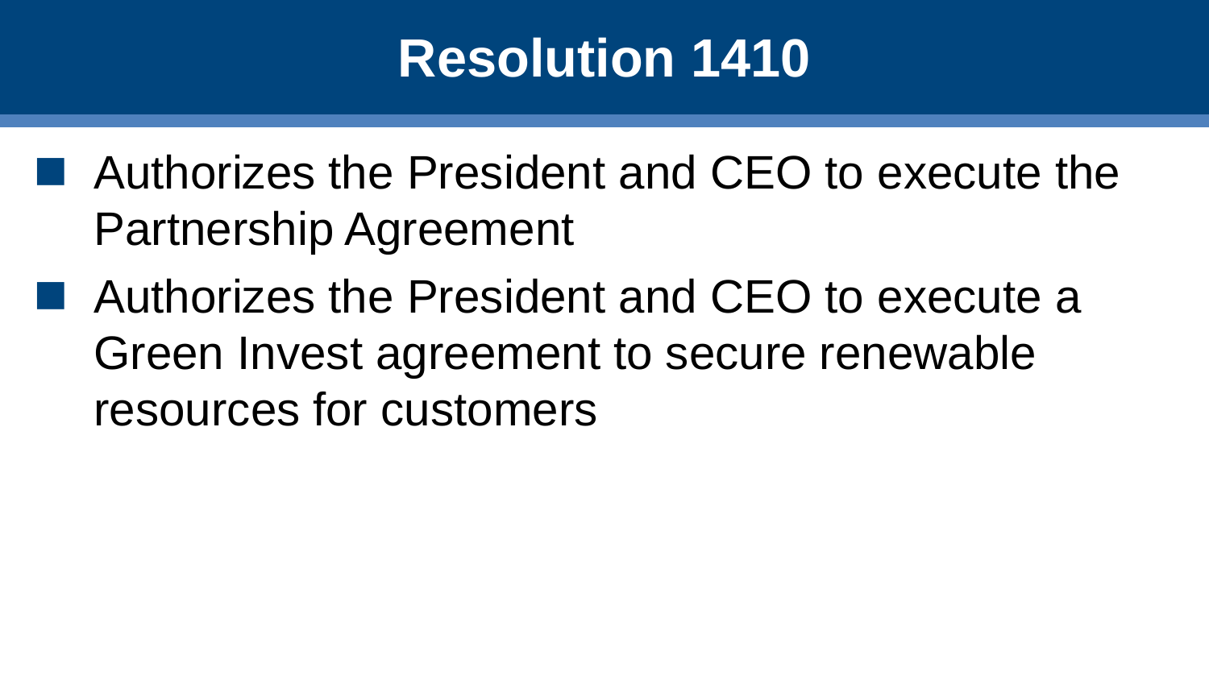# Resolution 1410

- Authorizes the President and CEO to execute the Partnership Agreement
- Authorizes the President and CEO to execute a Green Invest agreement to secure renewable resources for customers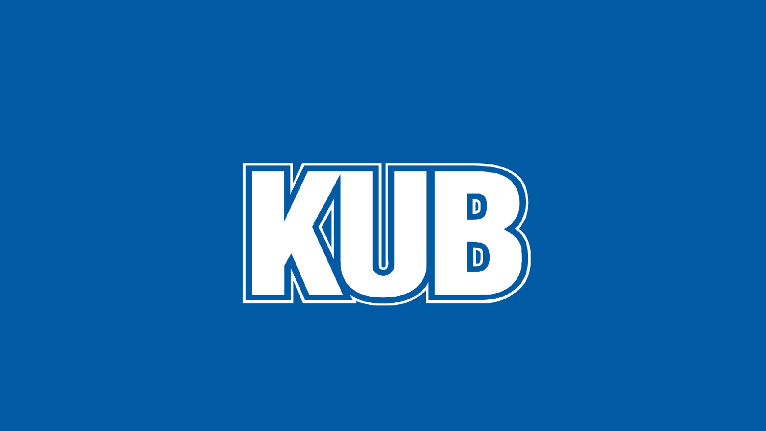# KUB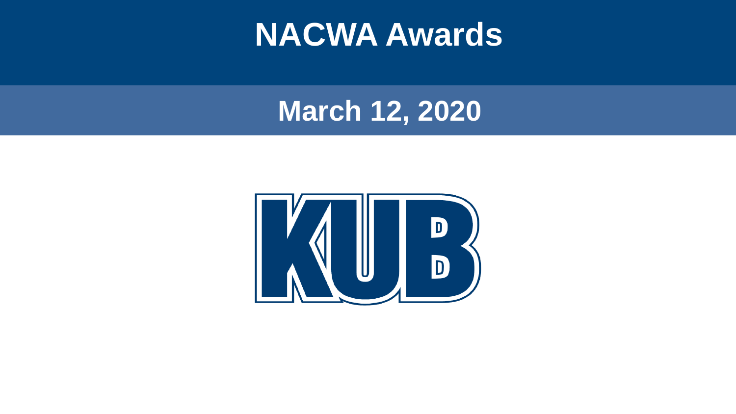# NACWA Awards

## March 12, 2020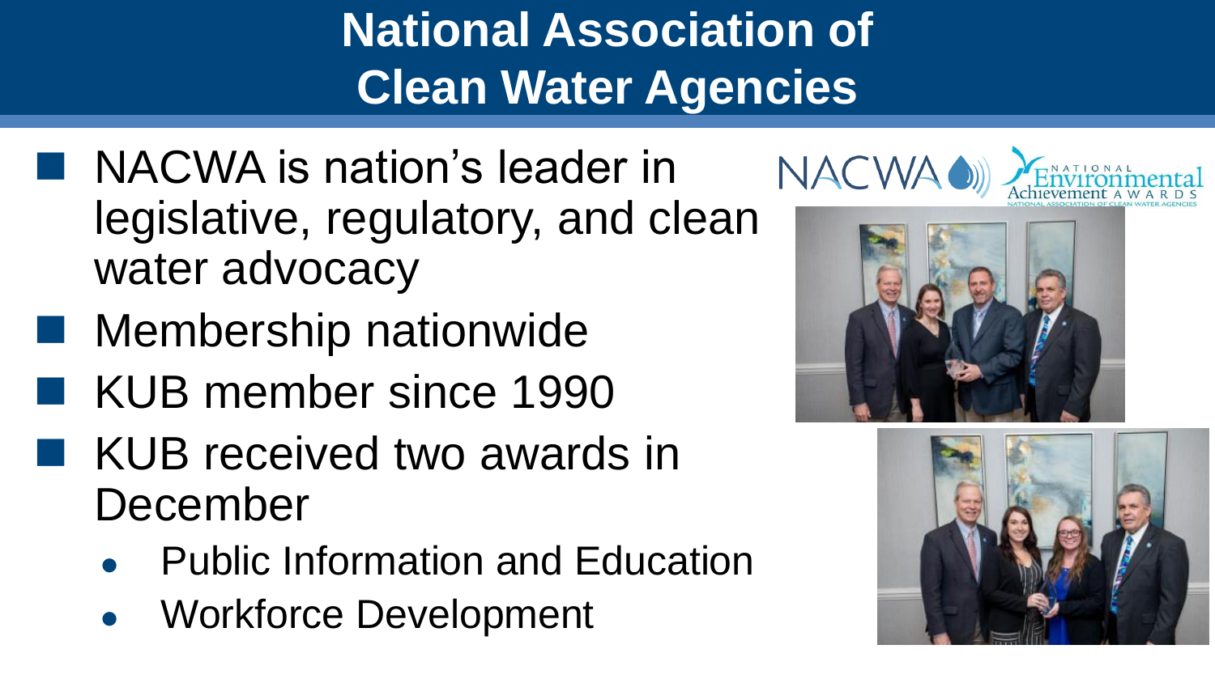# National Association of Clean Water Agencies

- NACWA is nation's leader in legislative, regulatory, and clean water advocacy
- Membership nationwide
- KUB member since 1990
- KUB received two awards in December
  - Public Information and Education
  - Workforce Development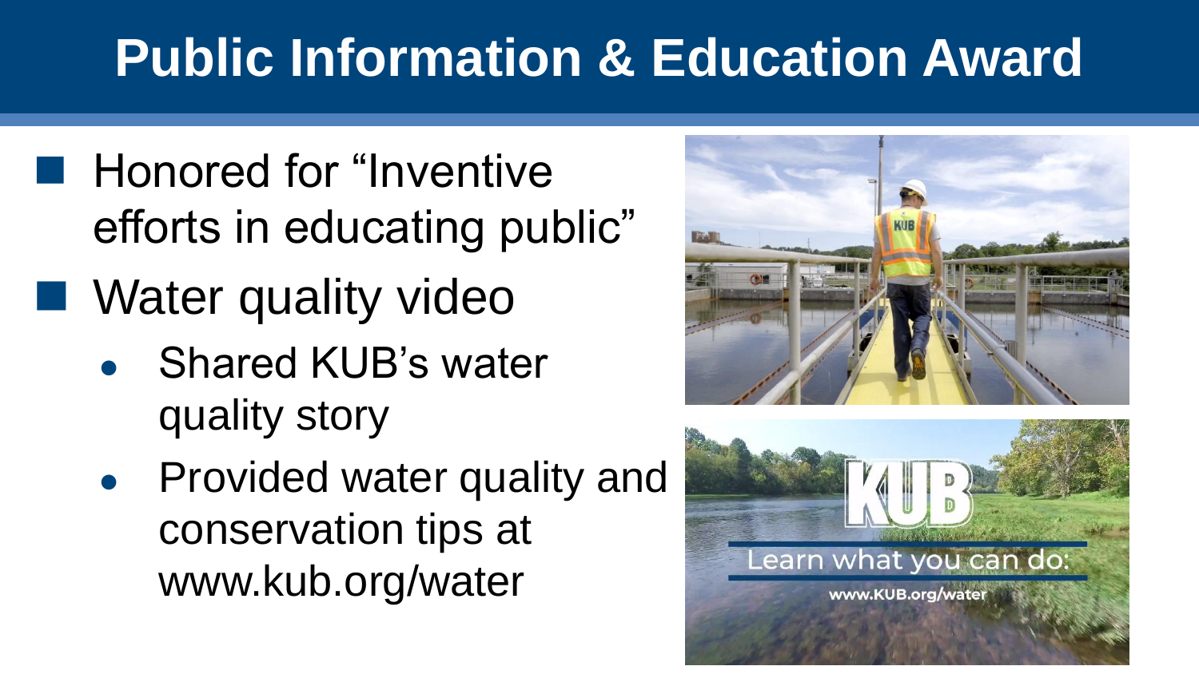# Public Information & Education Award

- Honored for "Inventive efforts in educating public"
- Water quality video
  - Shared KUB's water quality story
  - Provided water quality and conservation tips at www.kub.org/water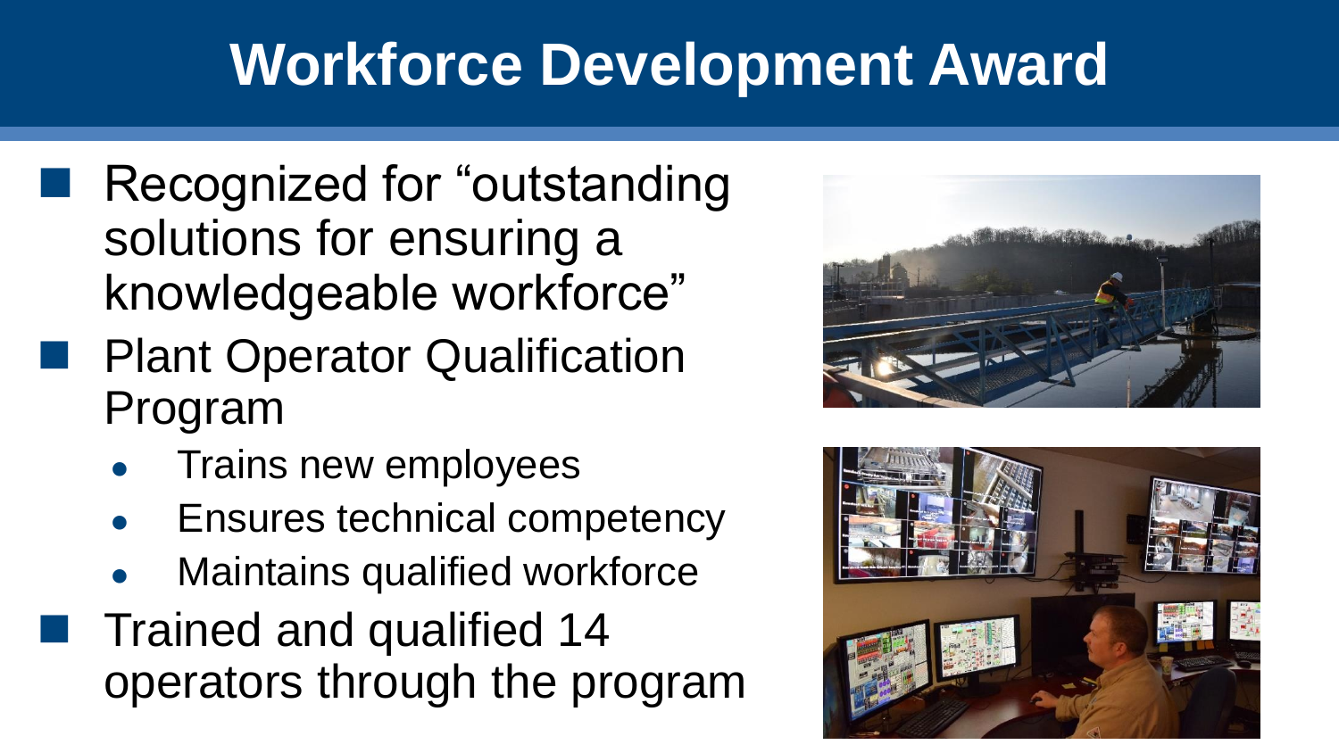# Workforce Development Award

- Recognized for "outstanding solutions for ensuring a knowledgeable workforce"
- Plant Operator Qualification Program
  - Trains new employees
  - Ensures technical competency
  - Maintains qualified workforce
- Trained and qualified 14 operators through the program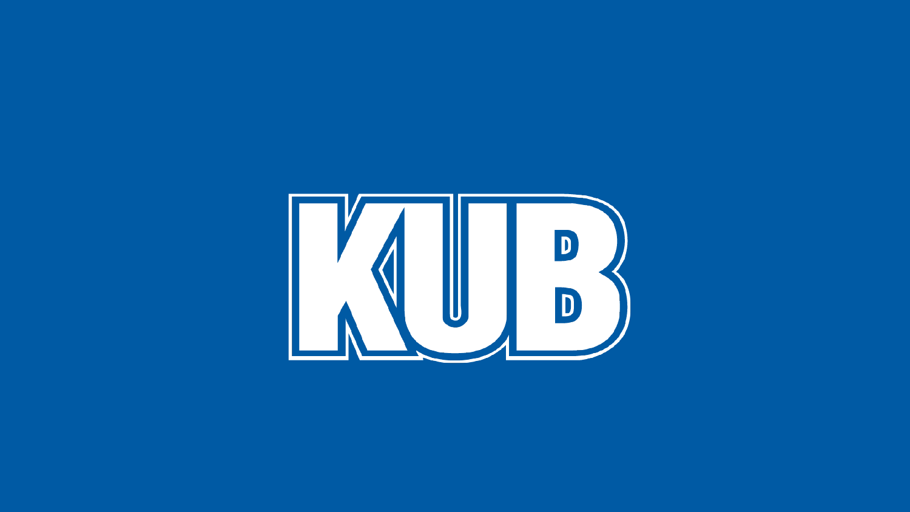KUB